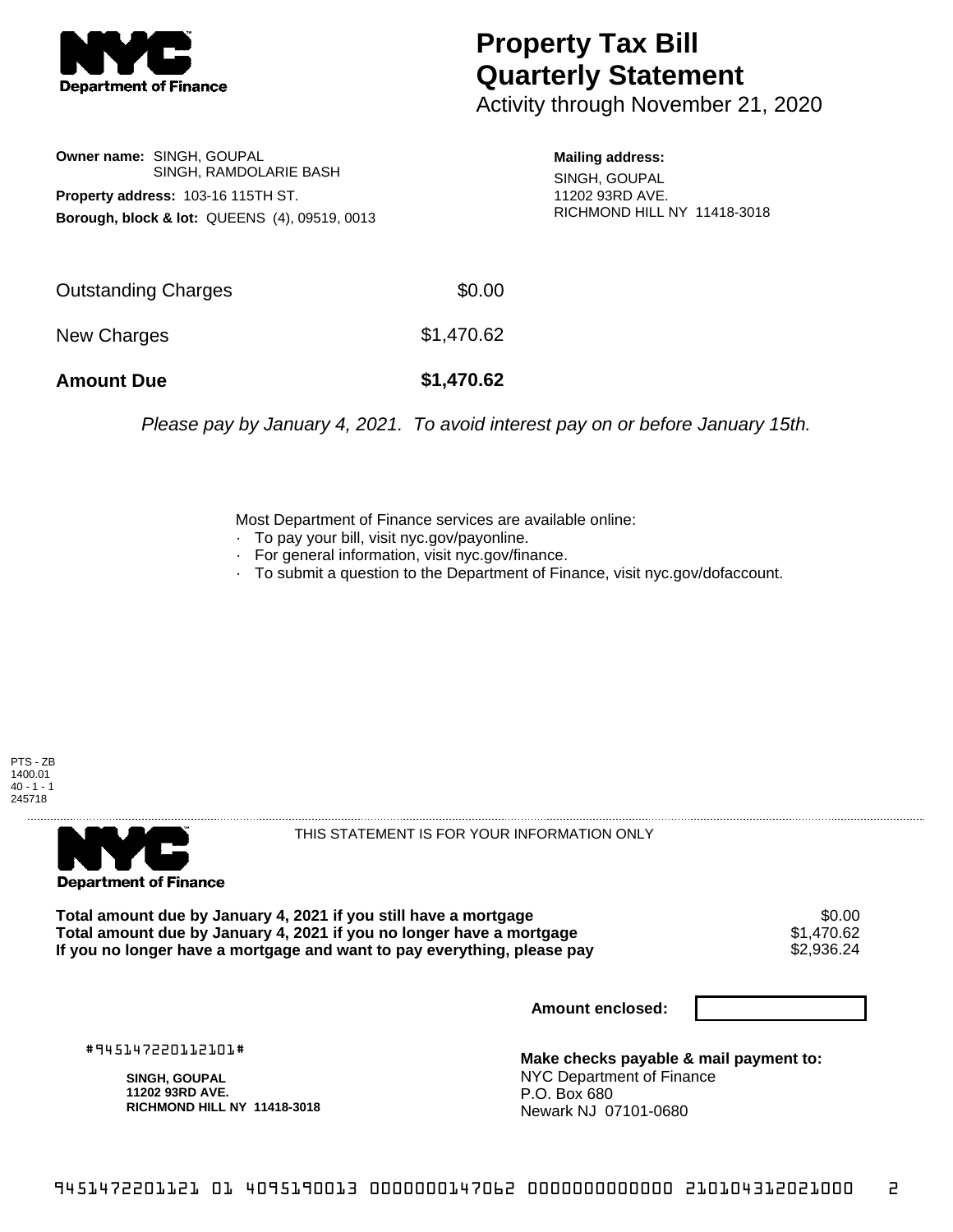# Property Tax Bill Quarterly Statement

Activity through November 21, 2020

**Owner name:** SINGH, GOUPAL
SINGH, RAMDOLARIE BASH

**Property address:** 103-16 115TH ST.

**Borough, block & lot:** QUEENS (4), 09519, 0013

**Mailing address:**
SINGH, GOUPAL
11202 93RD AVE.
RICHMOND HILL NY 11418-3018

| | |
|---|---|
| Outstanding Charges | $0.00 |
| New Charges | $1,470.62 |
| **Amount Due** | **$1,470.62** |

*Please pay by January 4, 2021. To avoid interest pay on or before January 15th.*

Most Department of Finance services are available online:
- To pay your bill, visit nyc.gov/payonline.
- For general information, visit nyc.gov/finance.
- To submit a question to the Department of Finance, visit nyc.gov/dofaccount.

PTS - ZB
1400.01
40 - 1 - 1
245718

THIS STATEMENT IS FOR YOUR INFORMATION ONLY

| | |
|---|---|
| **Total amount due by January 4, 2021 if you still have a mortgage** | $0.00 |
| **Total amount due by January 4, 2021 if you no longer have a mortgage** | $1,470.62 |
| **If you no longer have a mortgage and want to pay everything, please pay** | $2,936.24 |

**Amount enclosed:**

#945147220112101#

**SINGH, GOUPAL**
**11202 93RD AVE.**
**RICHMOND HILL NY 11418-3018**

**Make checks payable & mail payment to:**
NYC Department of Finance
P.O. Box 680
Newark NJ 07101-0680

9451472201121 01 4095190013 0000000147062 0000000000000 210104312021000 2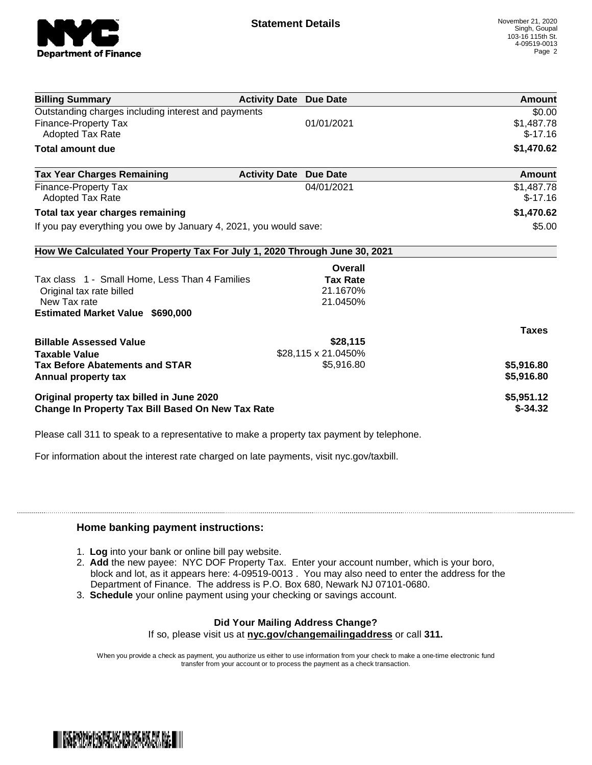**Statement Details**

November 21, 2020
Singh, Goupal
103-16 115th St.
4-09519-0013

| Billing Summary | Activity Date | Due Date | Amount |
|---|---|---|---|
| Outstanding charges including interest and payments | | | $0.00 |
| Finance-Property Tax | | 01/01/2021 | $1,487.78 |
| Adopted Tax Rate | | | $-17.16 |
| **Total amount due** | | | **$1,470.62** |

| Tax Year Charges Remaining | Activity Date | Due Date | Amount |
|---|---|---|---|
| Finance-Property Tax | | 04/01/2021 | $1,487.78 |
| Adopted Tax Rate | | | $-17.16 |
| **Total tax year charges remaining** | | | **$1,470.62** |
| If you pay everything you owe by January 4, 2021, you would save: | | | $5.00 |

**How We Calculated Your Property Tax For July 1, 2020 Through June 30, 2021**

| | Overall Tax Rate | Taxes |
|---|---|---|
| Tax class 1 - Small Home, Less Than 4 Families | | |
| Original tax rate billed | 21.1670% | |
| New Tax rate | 21.0450% | |
| **Estimated Market Value $690,000** | | |
| **Billable Assessed Value** | **$28,115** | |
| **Taxable Value** | $28,115 x 21.0450% | |
| **Tax Before Abatements and STAR** | $5,916.80 | **$5,916.80** |
| **Annual property tax** | | **$5,916.80** |
| **Original property tax billed in June 2020** | | **$5,951.12** |
| **Change In Property Tax Bill Based On New Tax Rate** | | **$-34.32** |

Please call 311 to speak to a representative to make a property tax payment by telephone.

For information about the interest rate charged on late payments, visit nyc.gov/taxbill.

## Home banking payment instructions:

1. **Log** into your bank or online bill pay website.
2. **Add** the new payee: NYC DOF Property Tax. Enter your account number, which is your boro, block and lot, as it appears here: 4-09519-0013 . You may also need to enter the address for the Department of Finance. The address is P.O. Box 680, Newark NJ 07101-0680.
3. **Schedule** your online payment using your checking or savings account.

**Did Your Mailing Address Change?**
If so, please visit us at **nyc.gov/changemailingaddress** or call **311.**

When you provide a check as payment, you authorize us either to use information from your check to make a one-time electronic fund transfer from your account or to process the payment as a check transaction.